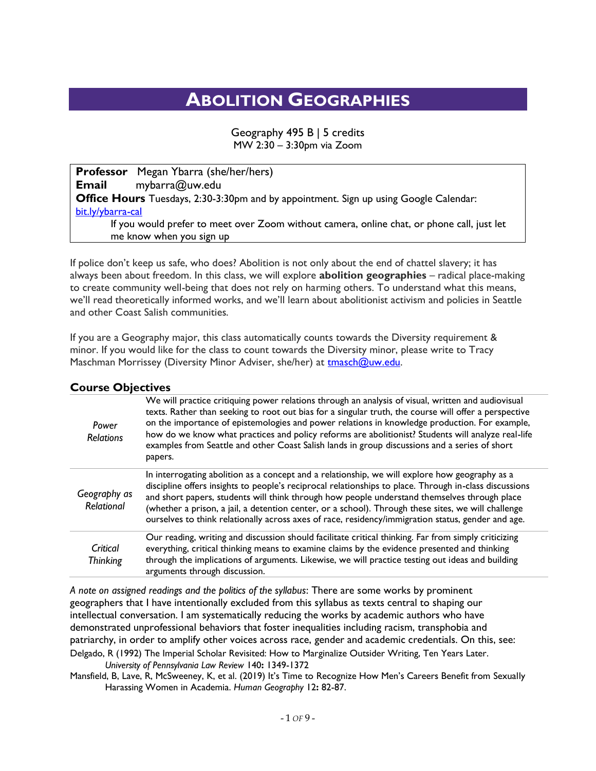# ABOLITION GEOGRAPHIES

Geography 495 B | 5 credits
MW 2:30 – 3:30pm via Zoom

**Professor** Megan Ybarra (she/her/hers)
**Email** mybarra@uw.edu
**Office Hours** Tuesdays, 2:30-3:30pm and by appointment. Sign up using Google Calendar: bit.ly/ybarra-cal
If you would prefer to meet over Zoom without camera, online chat, or phone call, just let me know when you sign up

If police don't keep us safe, who does? Abolition is not only about the end of chattel slavery; it has always been about freedom. In this class, we will explore **abolition geographies** – radical place-making to create community well-being that does not rely on harming others. To understand what this means, we'll read theoretically informed works, and we'll learn about abolitionist activism and policies in Seattle and other Coast Salish communities.

If you are a Geography major, this class automatically counts towards the Diversity requirement & minor. If you would like for the class to count towards the Diversity minor, please write to Tracy Maschman Morrissey (Diversity Minor Adviser, she/her) at tmasch@uw.edu.

## Course Objectives

| | |
|---|---|
| *Power Relations* | We will practice critiquing power relations through an analysis of visual, written and audiovisual texts. Rather than seeking to root out bias for a singular truth, the course will offer a perspective on the importance of epistemologies and power relations in knowledge production. For example, how do we know what practices and policy reforms are abolitionist? Students will analyze real-life examples from Seattle and other Coast Salish lands in group discussions and a series of short papers. |
| *Geography as Relational* | In interrogating abolition as a concept and a relationship, we will explore how geography as a discipline offers insights to people's reciprocal relationships to place. Through in-class discussions and short papers, students will think through how people understand themselves through place (whether a prison, a jail, a detention center, or a school). Through these sites, we will challenge ourselves to think relationally across axes of race, residency/immigration status, gender and age. |
| *Critical Thinking* | Our reading, writing and discussion should facilitate critical thinking. Far from simply criticizing everything, critical thinking means to examine claims by the evidence presented and thinking through the implications of arguments. Likewise, we will practice testing out ideas and building arguments through discussion. |

*A note on assigned readings and the politics of the syllabus*: There are some works by prominent geographers that I have intentionally excluded from this syllabus as texts central to shaping our intellectual conversation. I am systematically reducing the works by academic authors who have demonstrated unprofessional behaviors that foster inequalities including racism, transphobia and patriarchy, in order to amplify other voices across race, gender and academic credentials. On this, see:

Delgado, R (1992) The Imperial Scholar Revisited: How to Marginalize Outsider Writing, Ten Years Later. *University of Pennsylvania Law Review* 140**:** 1349-1372

Mansfield, B, Lave, R, McSweeney, K, et al. (2019) It's Time to Recognize How Men's Careers Benefit from Sexually Harassing Women in Academia. *Human Geography* 12**:** 82-87.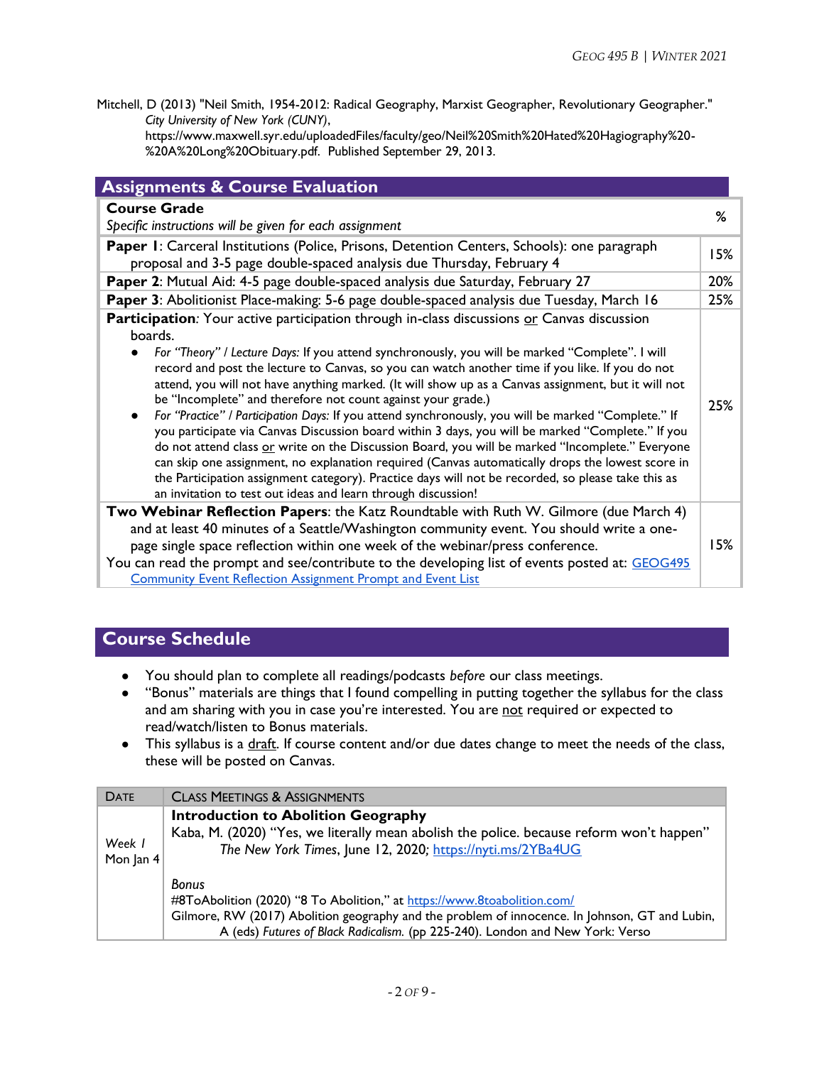Mitchell, D (2013) "Neil Smith, 1954-2012: Radical Geography, Marxist Geographer, Revolutionary Geographer." *City University of New York (CUNY)*, https://www.maxwell.syr.edu/uploadedFiles/faculty/geo/Neil%20Smith%20Hated%20Hagiography%20-%20A%20Long%20Obituary.pdf. Published September 29, 2013.

## Assignments & Course Evaluation

| **Course Grade**<br>*Specific instructions will be given for each assignment* | % |
|---|---|
| **Paper 1**: Carceral Institutions (Police, Prisons, Detention Centers, Schools): one paragraph proposal and 3-5 page double-spaced analysis due Thursday, February 4 | 15% |
| **Paper 2**: Mutual Aid: 4-5 page double-spaced analysis due Saturday, February 27 | 20% |
| **Paper 3**: Abolitionist Place-making: 5-6 page double-spaced analysis due Tuesday, March 16 | 25% |
| **Participation**: Your active participation through in-class discussions or Canvas discussion boards.<br>• *For "Theory" / Lecture Days:* If you attend synchronously, you will be marked "Complete". I will record and post the lecture to Canvas, so you can watch another time if you like. If you do not attend, you will not have anything marked. (It will show up as a Canvas assignment, but it will not be "Incomplete" and therefore not count against your grade.)<br>• *For "Practice" / Participation Days:* If you attend synchronously, you will be marked "Complete." If you participate via Canvas Discussion board within 3 days, you will be marked "Complete." If you do not attend class or write on the Discussion Board, you will be marked "Incomplete." Everyone can skip one assignment, no explanation required (Canvas automatically drops the lowest score in the Participation assignment category). Practice days will not be recorded, so please take this as an invitation to test out ideas and learn through discussion! | 25% |
| **Two Webinar Reflection Papers**: the Katz Roundtable with Ruth W. Gilmore (due March 4) and at least 40 minutes of a Seattle/Washington community event. You should write a one-page single space reflection within one week of the webinar/press conference.<br>You can read the prompt and see/contribute to the developing list of events posted at: GEOG495 Community Event Reflection Assignment Prompt and Event List | 15% |

## Course Schedule

- You should plan to complete all readings/podcasts *before* our class meetings.
- "Bonus" materials are things that I found compelling in putting together the syllabus for the class and am sharing with you in case you're interested. You are not required or expected to read/watch/listen to Bonus materials.
- This syllabus is a draft. If course content and/or due dates change to meet the needs of the class, these will be posted on Canvas.

| Date | Class Meetings & Assignments |
|---|---|
| *Week 1*<br>Mon Jan 4 | **Introduction to Abolition Geography**<br>Kaba, M. (2020) "Yes, we literally mean abolish the police. because reform won't happen" *The New York Times*, June 12, 2020; https://nyti.ms/2YBa4UG<br><br>*Bonus*<br>#8ToAbolition (2020) "8 To Abolition," at https://www.8toabolition.com/<br>Gilmore, RW (2017) Abolition geography and the problem of innocence. In Johnson, GT and Lubin, A (eds) *Futures of Black Radicalism*. (pp 225-240). London and New York: Verso |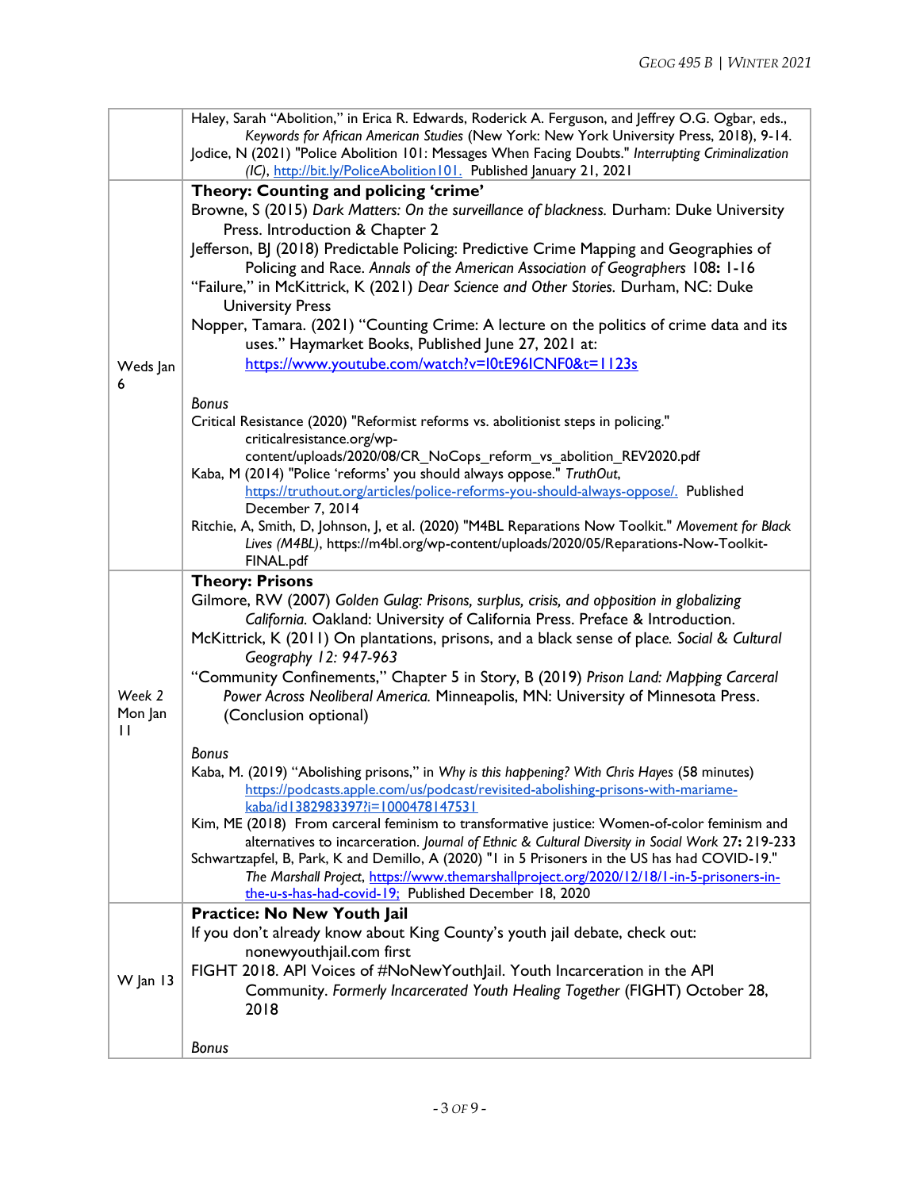| | |
|---|---|
| | Haley, Sarah "Abolition," in Erica R. Edwards, Roderick A. Ferguson, and Jeffrey O.G. Ogbar, eds., *Keywords for African American Studies* (New York: New York University Press, 2018), 9-14.<br>Jodice, N (2021) "Police Abolition 101: Messages When Facing Doubts." *Interrupting Criminalization (IC)*, http://bit.ly/PoliceAbolition101. Published January 21, 2021 |
| Weds Jan 6 | **Theory: Counting and policing 'crime'**<br>Browne, S (2015) *Dark Matters: On the surveillance of blackness.* Durham: Duke University Press. Introduction & Chapter 2<br>Jefferson, BJ (2018) Predictable Policing: Predictive Crime Mapping and Geographies of Policing and Race. *Annals of the American Association of Geographers* 108**:** 1-16<br>"Failure," in McKittrick, K (2021) *Dear Science and Other Stories.* Durham, NC: Duke University Press<br>Nopper, Tamara. (2021) "Counting Crime: A lecture on the politics of crime data and its uses." Haymarket Books, Published June 27, 2021 at: https://www.youtube.com/watch?v=I0tE96ICNF0&t=1123s<br><br>*Bonus*<br>Critical Resistance (2020) "Reformist reforms vs. abolitionist steps in policing." criticalresistance.org/wp-content/uploads/2020/08/CR_NoCops_reform_vs_abolition_REV2020.pdf<br>Kaba, M (2014) "Police 'reforms' you should always oppose." *TruthOut*, https://truthout.org/articles/police-reforms-you-should-always-oppose/. Published December 7, 2014<br>Ritchie, A, Smith, D, Johnson, J, et al. (2020) "M4BL Reparations Now Toolkit." *Movement for Black Lives (M4BL)*, https://m4bl.org/wp-content/uploads/2020/05/Reparations-Now-Toolkit-FINAL.pdf |
| *Week 2* Mon Jan 11 | **Theory: Prisons**<br>Gilmore, RW (2007) *Golden Gulag: Prisons, surplus, crisis, and opposition in globalizing California.* Oakland: University of California Press. Preface & Introduction.<br>McKittrick, K (2011) On plantations, prisons, and a black sense of place. *Social & Cultural Geography 12: 947-963*<br>"Community Confinements," Chapter 5 in Story, B (2019) *Prison Land: Mapping Carceral Power Across Neoliberal America.* Minneapolis, MN: University of Minnesota Press. (Conclusion optional)<br><br>*Bonus*<br>Kaba, M. (2019) "Abolishing prisons," in *Why is this happening? With Chris Hayes* (58 minutes) https://podcasts.apple.com/us/podcast/revisited-abolishing-prisons-with-mariame-kaba/id1382983397?i=1000478147531<br>Kim, ME (2018) From carceral feminism to transformative justice: Women-of-color feminism and alternatives to incarceration. *Journal of Ethnic & Cultural Diversity in Social Work* 27**:** 219-233<br>Schwartzapfel, B, Park, K and Demillo, A (2020) "1 in 5 Prisoners in the US has had COVID-19." *The Marshall Project*, https://www.themarshallproject.org/2020/12/18/1-in-5-prisoners-in-the-u-s-has-had-covid-19; Published December 18, 2020 |
| W Jan 13 | **Practice: No New Youth Jail**<br>If you don't already know about King County's youth jail debate, check out: nonewyouthjail.com first<br>FIGHT 2018. API Voices of #NoNewYouthJail. Youth Incarceration in the API Community. *Formerly Incarcerated Youth Healing Together* (FIGHT) October 28, 2018<br><br>*Bonus* |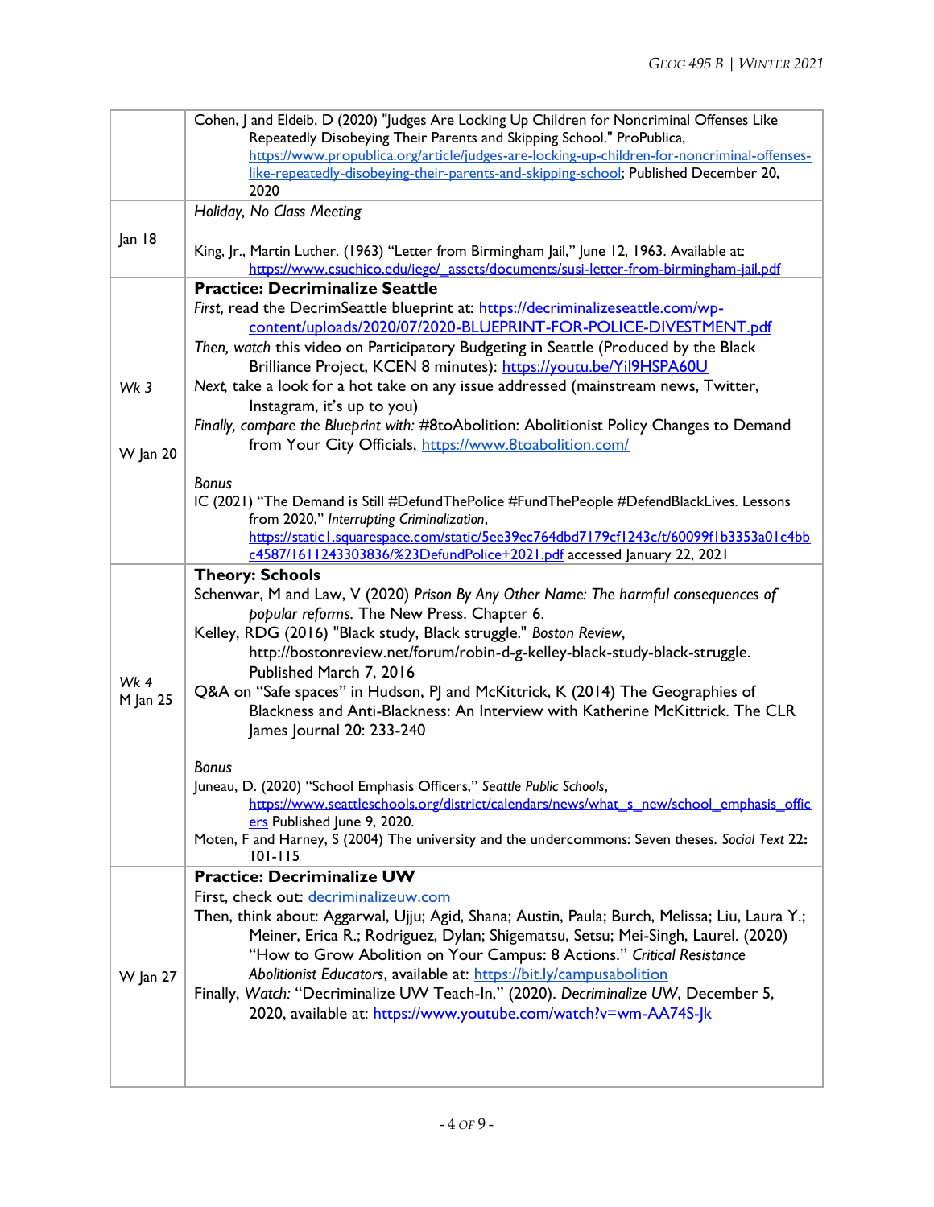| | |
|---|---|
| | Cohen, J and Eldeib, D (2020) "Judges Are Locking Up Children for Noncriminal Offenses Like Repeatedly Disobeying Their Parents and Skipping School." ProPublica, https://www.propublica.org/article/judges-are-locking-up-children-for-noncriminal-offenses-like-repeatedly-disobeying-their-parents-and-skipping-school; Published December 20, 2020 |
| Jan 18 | *Holiday, No Class Meeting*<br><br>King, Jr., Martin Luther. (1963) "Letter from Birmingham Jail," June 12, 1963. Available at: https://www.csuchico.edu/iege/_assets/documents/susi-letter-from-birmingham-jail.pdf |
| *Wk 3*<br><br>W Jan 20 | **Practice: Decriminalize Seattle**<br>*First*, read the DecrimSeattle blueprint at: https://decriminalizeseattle.com/wp-content/uploads/2020/07/2020-BLUEPRINT-FOR-POLICE-DIVESTMENT.pdf<br>*Then, watch* this video on Participatory Budgeting in Seattle (Produced by the Black Brilliance Project, KCEN 8 minutes): https://youtu.be/Yil9HSPA60U<br>*Next,* take a look for a hot take on any issue addressed (mainstream news, Twitter, Instagram, it's up to you)<br>*Finally, compare the Blueprint with:* #8toAbolition: Abolitionist Policy Changes to Demand from Your City Officials, https://www.8toabolition.com/<br><br>*Bonus*<br>IC (2021) "The Demand is Still #DefundThePolice #FundThePeople #DefendBlackLives. Lessons from 2020," *Interrupting Criminalization*, https://static1.squarespace.com/static/5ee39ec764dbd7179cf1243c/t/60099f1b3353a01c4bbc4587/1611243303836/%23DefundPolice+2021.pdf accessed January 22, 2021 |
| *Wk 4*<br>M Jan 25 | **Theory: Schools**<br>Schenwar, M and Law, V (2020) *Prison By Any Other Name: The harmful consequences of popular reforms.* The New Press. Chapter 6.<br>Kelley, RDG (2016) "Black study, Black struggle." *Boston Review*, http://bostonreview.net/forum/robin-d-g-kelley-black-study-black-struggle. Published March 7, 2016<br>Q&A on "Safe spaces" in Hudson, PJ and McKittrick, K (2014) The Geographies of Blackness and Anti-Blackness: An Interview with Katherine McKittrick. The CLR James Journal 20: 233-240<br><br>*Bonus*<br>Juneau, D. (2020) "School Emphasis Officers," *Seattle Public Schools*, https://www.seattleschools.org/district/calendars/news/what_s_new/school_emphasis_officers Published June 9, 2020.<br>Moten, F and Harney, S (2004) The university and the undercommons: Seven theses. *Social Text* 22**:** 101-115 |
| W Jan 27 | **Practice: Decriminalize UW**<br>First, check out: decriminalizeuw.com<br>Then, think about: Aggarwal, Ujju; Agid, Shana; Austin, Paula; Burch, Melissa; Liu, Laura Y.; Meiner, Erica R.; Rodriguez, Dylan; Shigematsu, Setsu; Mei-Singh, Laurel. (2020) "How to Grow Abolition on Your Campus: 8 Actions." *Critical Resistance Abolitionist Educators*, available at: https://bit.ly/campusabolition<br>Finally, *Watch:* "Decriminalize UW Teach-In," (2020). *Decriminalize UW*, December 5, 2020, available at: https://www.youtube.com/watch?v=wm-AA74S-Jk |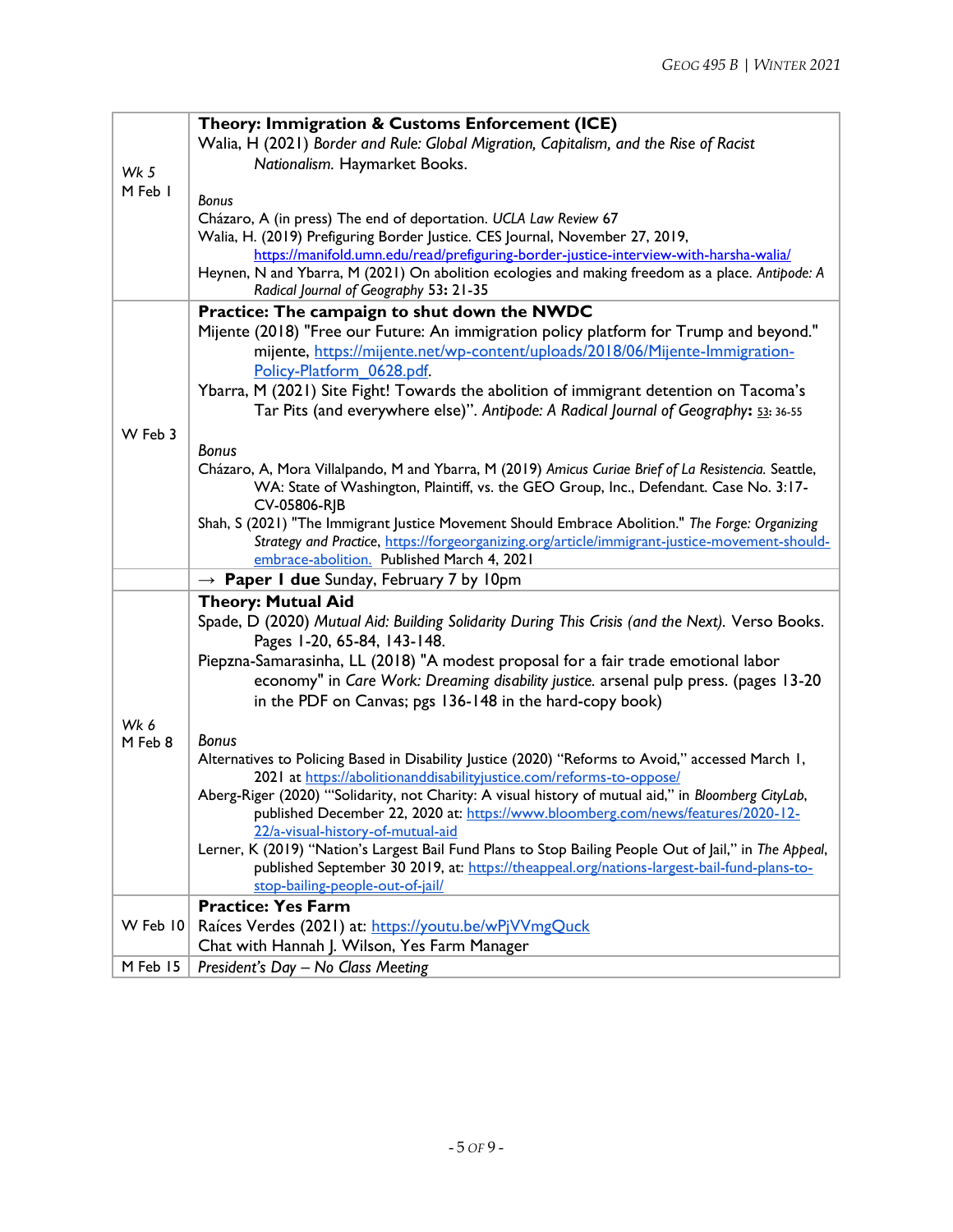| | |
|---|---|
| *Wk 5*<br>M Feb 1 | **Theory: Immigration & Customs Enforcement (ICE)**<br>Walia, H (2021) *Border and Rule: Global Migration, Capitalism, and the Rise of Racist Nationalism.* Haymarket Books.<br><br>*Bonus*<br>Cházaro, A (in press) The end of deportation. *UCLA Law Review* 67<br>Walia, H. (2019) Prefiguring Border Justice. CES Journal, November 27, 2019, https://manifold.umn.edu/read/prefiguring-border-justice-interview-with-harsha-walia/<br>Heynen, N and Ybarra, M (2021) On abolition ecologies and making freedom as a place. *Antipode: A Radical Journal of Geography* 53**:** 21-35 |
| W Feb 3 | **Practice: The campaign to shut down the NWDC**<br>Mijente (2018) "Free our Future: An immigration policy platform for Trump and beyond." mijente, https://mijente.net/wp-content/uploads/2018/06/Mijente-Immigration-Policy-Platform_0628.pdf.<br>Ybarra, M (2021) Site Fight! Towards the abolition of immigrant detention on Tacoma's Tar Pits (and everywhere else)". *Antipode: A Radical Journal of Geography***:** 53: 36-55<br><br>*Bonus*<br>Cházaro, A, Mora Villalpando, M and Ybarra, M (2019) *Amicus Curiae Brief of La Resistencia.* Seattle, WA: State of Washington, Plaintiff, vs. the GEO Group, Inc., Defendant. Case No. 3:17-CV-05806-RJB<br>Shah, S (2021) "The Immigrant Justice Movement Should Embrace Abolition." *The Forge: Organizing Strategy and Practice*, https://forgeorganizing.org/article/immigrant-justice-movement-should-embrace-abolition. Published March 4, 2021 |
| | → **Paper 1 due** Sunday, February 7 by 10pm |
| *Wk 6*<br>M Feb 8 | **Theory: Mutual Aid**<br>Spade, D (2020) *Mutual Aid: Building Solidarity During This Crisis (and the Next).* Verso Books. Pages 1-20, 65-84, 143-148.<br>Piepzna-Samarasinha, LL (2018) "A modest proposal for a fair trade emotional labor economy" in *Care Work: Dreaming disability justice.* arsenal pulp press. (pages 13-20 in the PDF on Canvas; pgs 136-148 in the hard-copy book)<br><br>*Bonus*<br>Alternatives to Policing Based in Disability Justice (2020) "Reforms to Avoid," accessed March 1, 2021 at https://abolitionanddisabilityjustice.com/reforms-to-oppose/<br>Aberg-Riger (2020) "'Solidarity, not Charity: A visual history of mutual aid," in *Bloomberg CityLab*, published December 22, 2020 at: https://www.bloomberg.com/news/features/2020-12-22/a-visual-history-of-mutual-aid<br>Lerner, K (2019) "Nation's Largest Bail Fund Plans to Stop Bailing People Out of Jail," in *The Appeal*, published September 30 2019, at: https://theappeal.org/nations-largest-bail-fund-plans-to-stop-bailing-people-out-of-jail/ |
| W Feb 10 | **Practice: Yes Farm**<br>Raíces Verdes (2021) at: https://youtu.be/wPjVVmgQuck<br>Chat with Hannah J. Wilson, Yes Farm Manager |
| M Feb 15 | *President's Day – No Class Meeting* |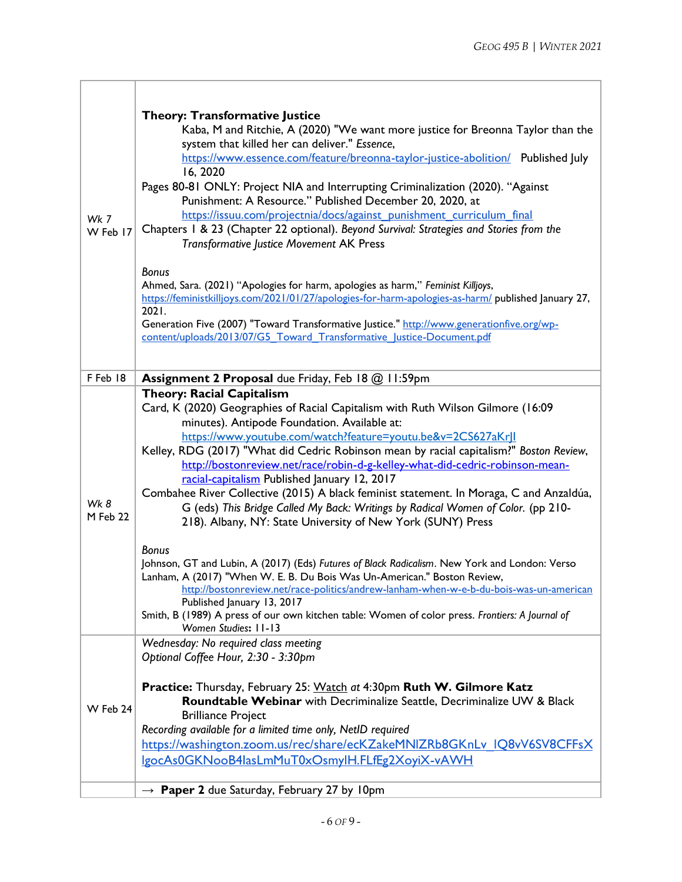| | |
|---|---|
| *Wk 7*<br>W Feb 17 | **Theory: Transformative Justice**<br>Kaba, M and Ritchie, A (2020) "We want more justice for Breonna Taylor than the system that killed her can deliver." *Essence*, https://www.essence.com/feature/breonna-taylor-justice-abolition/ Published July 16, 2020<br>Pages 80-81 ONLY: Project NIA and Interrupting Criminalization (2020). "Against Punishment: A Resource." Published December 20, 2020, at https://issuu.com/projectnia/docs/against_punishment_curriculum_final<br>Chapters 1 & 23 (Chapter 22 optional). *Beyond Survival: Strategies and Stories from the Transformative Justice Movement* AK Press<br><br>*Bonus*<br>Ahmed, Sara. (2021) "Apologies for harm, apologies as harm," *Feminist Killjoys*, https://feministkilljoys.com/2021/01/27/apologies-for-harm-apologies-as-harm/ published January 27, 2021.<br>Generation Five (2007) "Toward Transformative Justice." http://www.generationfive.org/wp-content/uploads/2013/07/G5_Toward_Transformative_Justice-Document.pdf |
| F Feb 18 | **Assignment 2 Proposal** due Friday, Feb 18 @ 11:59pm |
| *Wk 8*<br>M Feb 22 | **Theory: Racial Capitalism**<br>Card, K (2020) Geographies of Racial Capitalism with Ruth Wilson Gilmore (16:09 minutes). Antipode Foundation. Available at: https://www.youtube.com/watch?feature=youtu.be&v=2CS627aKrJI<br>Kelley, RDG (2017) "What did Cedric Robinson mean by racial capitalism?" *Boston Review*, http://bostonreview.net/race/robin-d-g-kelley-what-did-cedric-robinson-mean-racial-capitalism Published January 12, 2017<br>Combahee River Collective (2015) A black feminist statement. In Moraga, C and Anzaldúa, G (eds) *This Bridge Called My Back: Writings by Radical Women of Color.* (pp 210-218). Albany, NY: State University of New York (SUNY) Press<br><br>*Bonus*<br>Johnson, GT and Lubin, A (2017) (Eds) *Futures of Black Radicalism*. New York and London: Verso<br>Lanham, A (2017) "When W. E. B. Du Bois Was Un-American." Boston Review, http://bostonreview.net/race-politics/andrew-lanham-when-w-e-b-du-bois-was-un-american Published January 13, 2017<br>Smith, B (1989) A press of our own kitchen table: Women of color press. *Frontiers: A Journal of Women Studies***:** 11-13 |
| W Feb 24 | *Wednesday: No required class meeting*<br>*Optional Coffee Hour, 2:30 - 3:30pm*<br><br>**Practice:** Thursday, February 25: Watch *at* 4:30pm **Ruth W. Gilmore Katz Roundtable Webinar** with Decriminalize Seattle, Decriminalize UW & Black Brilliance Project<br>*Recording available for a limited time only, NetID required*<br>https://washington.zoom.us/rec/share/ecKZakeMNlZRb8GKnLv_lQ8vV6SV8CFFsXIgocAs0GKNooB4lasLmMuT0xOsmylH.FLfEg2XoyiX-vAWH |
| | → **Paper 2** due Saturday, February 27 by 10pm |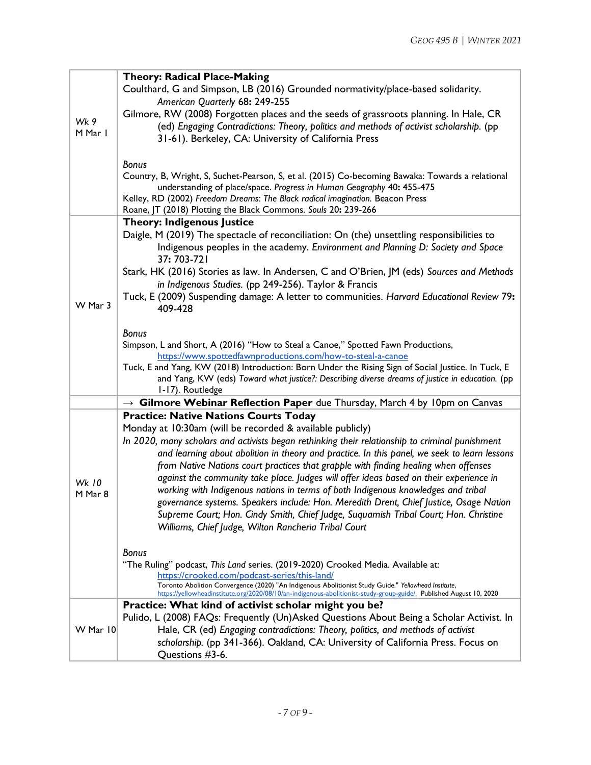| | |
|---|---|
| *Wk 9*<br>M Mar 1 | **Theory: Radical Place-Making**<br>Coulthard, G and Simpson, LB (2016) Grounded normativity/place-based solidarity. *American Quarterly* **68:** 249-255<br>Gilmore, RW (2008) Forgotten places and the seeds of grassroots planning. In Hale, CR (ed) *Engaging Contradictions: Theory, politics and methods of activist scholarship.* (pp 31-61). Berkeley, CA: University of California Press<br><br>*Bonus*<br>Country, B, Wright, S, Suchet-Pearson, S, et al. (2015) Co-becoming Bawaka: Towards a relational understanding of place/space. *Progress in Human Geography* 40**:** 455-475<br>Kelley, RD (2002) *Freedom Dreams: The Black radical imagination.* Beacon Press<br>Roane, JT (2018) Plotting the Black Commons. *Souls* 20**:** 239-266 |
| W Mar 3 | **Theory: Indigenous Justice**<br>Daigle, M (2019) The spectacle of reconciliation: On (the) unsettling responsibilities to Indigenous peoples in the academy. *Environment and Planning D: Society and Space* 37**:** 703-721<br>Stark, HK (2016) Stories as law. In Andersen, C and O'Brien, JM (eds) *Sources and Methods in Indigenous Studies.* (pp 249-256). Taylor & Francis<br>Tuck, E (2009) Suspending damage: A letter to communities. *Harvard Educational Review* 79**:** 409-428<br><br>*Bonus*<br>Simpson, L and Short, A (2016) "How to Steal a Canoe," Spotted Fawn Productions, https://www.spottedfawnproductions.com/how-to-steal-a-canoe<br>Tuck, E and Yang, KW (2018) Introduction: Born Under the Rising Sign of Social Justice. In Tuck, E and Yang, KW (eds) *Toward what justice?: Describing diverse dreams of justice in education.* (pp 1-17). Routledge |
| | → **Gilmore Webinar Reflection Paper** due Thursday, March 4 by 10pm on Canvas |
| *Wk 10*<br>M Mar 8 | **Practice: Native Nations Courts Today**<br>Monday at 10:30am (will be recorded & available publicly)<br>*In 2020, many scholars and activists began rethinking their relationship to criminal punishment and learning about abolition in theory and practice. In this panel, we seek to learn lessons from Native Nations court practices that grapple with finding healing when offenses against the community take place. Judges will offer ideas based on their experience in working with Indigenous nations in terms of both Indigenous knowledges and tribal governance systems. Speakers include: Hon. Meredith Drent, Chief Justice, Osage Nation Supreme Court; Hon. Cindy Smith, Chief Judge, Suquamish Tribal Court; Hon. Christine Williams, Chief Judge, Wilton Rancheria Tribal Court*<br><br>*Bonus*<br>"The Ruling" podcast, *This Land* series. (2019-2020) Crooked Media. Available at: https://crooked.com/podcast-series/this-land/<br>Toronto Abolition Convergence (2020) "An Indigenous Abolitionist Study Guide." *Yellowhead Institute*, https://yellowheadinstitute.org/2020/08/10/an-indigenous-abolitionist-study-group-guide/. Published August 10, 2020 |
| W Mar 10 | **Practice: What kind of activist scholar might you be?**<br>Pulido, L (2008) FAQs: Frequently (Un)Asked Questions About Being a Scholar Activist. In Hale, CR (ed) *Engaging contradictions: Theory, politics, and methods of activist scholarship.* (pp 341-366). Oakland, CA: University of California Press. Focus on Questions #3-6. |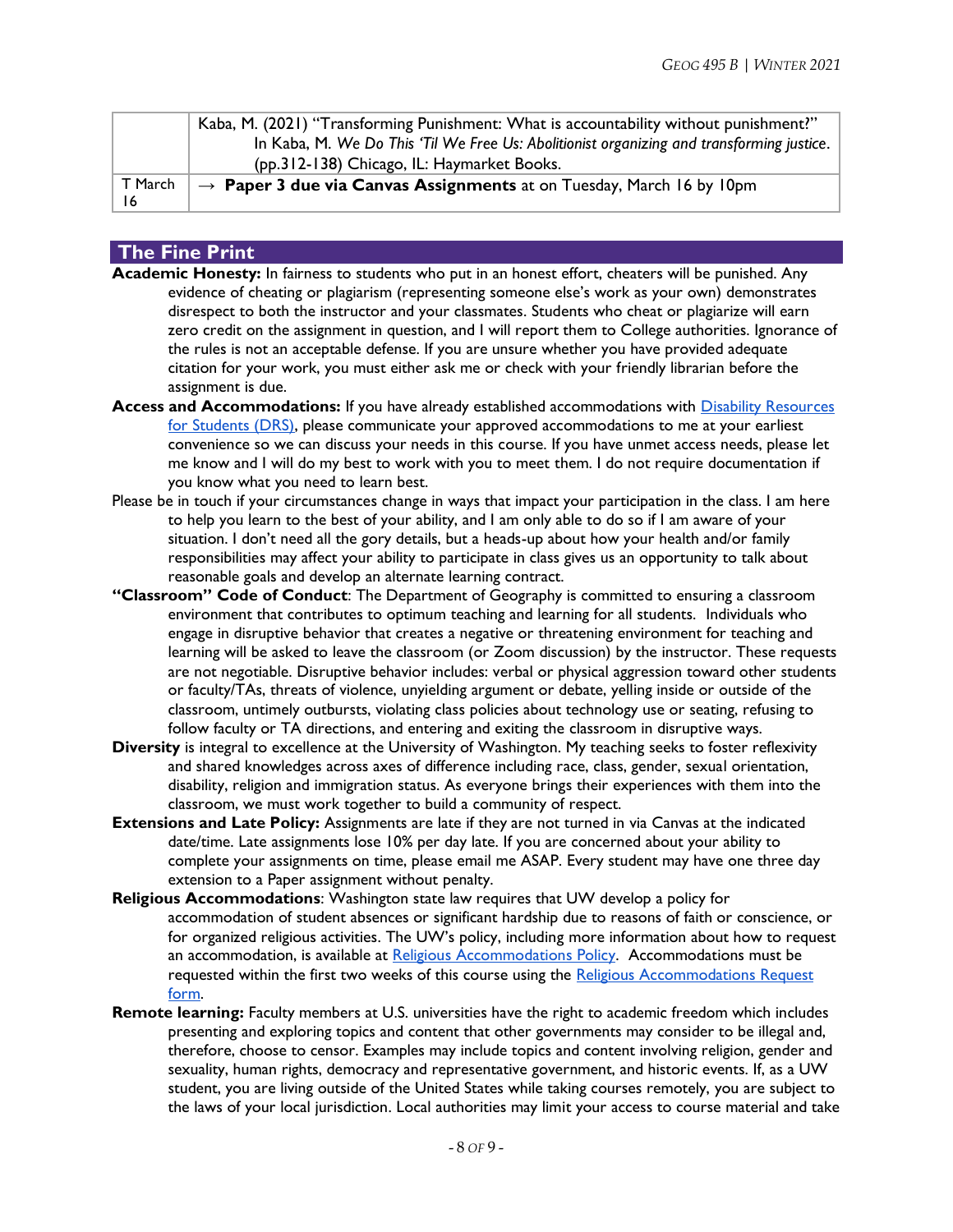| | |
|---|---|
| | Kaba, M. (2021) "Transforming Punishment: What is accountability without punishment?" In Kaba, M. *We Do This 'Til We Free Us: Abolitionist organizing and transforming justice*. (pp.312-138) Chicago, IL: Haymarket Books. |
| T March 16 | → **Paper 3 due via Canvas Assignments** at on Tuesday, March 16 by 10pm |

## The Fine Print

**Academic Honesty:** In fairness to students who put in an honest effort, cheaters will be punished. Any evidence of cheating or plagiarism (representing someone else's work as your own) demonstrates disrespect to both the instructor and your classmates. Students who cheat or plagiarize will earn zero credit on the assignment in question, and I will report them to College authorities. Ignorance of the rules is not an acceptable defense. If you are unsure whether you have provided adequate citation for your work, you must either ask me or check with your friendly librarian before the assignment is due.

**Access and Accommodations:** If you have already established accommodations with Disability Resources for Students (DRS), please communicate your approved accommodations to me at your earliest convenience so we can discuss your needs in this course. If you have unmet access needs, please let me know and I will do my best to work with you to meet them. I do not require documentation if you know what you need to learn best.

Please be in touch if your circumstances change in ways that impact your participation in the class. I am here to help you learn to the best of your ability, and I am only able to do so if I am aware of your situation. I don't need all the gory details, but a heads-up about how your health and/or family responsibilities may affect your ability to participate in class gives us an opportunity to talk about reasonable goals and develop an alternate learning contract.

**"Classroom" Code of Conduct**: The Department of Geography is committed to ensuring a classroom environment that contributes to optimum teaching and learning for all students. Individuals who engage in disruptive behavior that creates a negative or threatening environment for teaching and learning will be asked to leave the classroom (or Zoom discussion) by the instructor. These requests are not negotiable. Disruptive behavior includes: verbal or physical aggression toward other students or faculty/TAs, threats of violence, unyielding argument or debate, yelling inside or outside of the classroom, untimely outbursts, violating class policies about technology use or seating, refusing to follow faculty or TA directions, and entering and exiting the classroom in disruptive ways.

**Diversity** is integral to excellence at the University of Washington. My teaching seeks to foster reflexivity and shared knowledges across axes of difference including race, class, gender, sexual orientation, disability, religion and immigration status. As everyone brings their experiences with them into the classroom, we must work together to build a community of respect.

**Extensions and Late Policy:** Assignments are late if they are not turned in via Canvas at the indicated date/time. Late assignments lose 10% per day late. If you are concerned about your ability to complete your assignments on time, please email me ASAP. Every student may have one three day extension to a Paper assignment without penalty.

**Religious Accommodations**: Washington state law requires that UW develop a policy for accommodation of student absences or significant hardship due to reasons of faith or conscience, or for organized religious activities. The UW's policy, including more information about how to request an accommodation, is available at Religious Accommodations Policy. Accommodations must be requested within the first two weeks of this course using the Religious Accommodations Request form.

**Remote learning:** Faculty members at U.S. universities have the right to academic freedom which includes presenting and exploring topics and content that other governments may consider to be illegal and, therefore, choose to censor. Examples may include topics and content involving religion, gender and sexuality, human rights, democracy and representative government, and historic events. If, as a UW student, you are living outside of the United States while taking courses remotely, you are subject to the laws of your local jurisdiction. Local authorities may limit your access to course material and take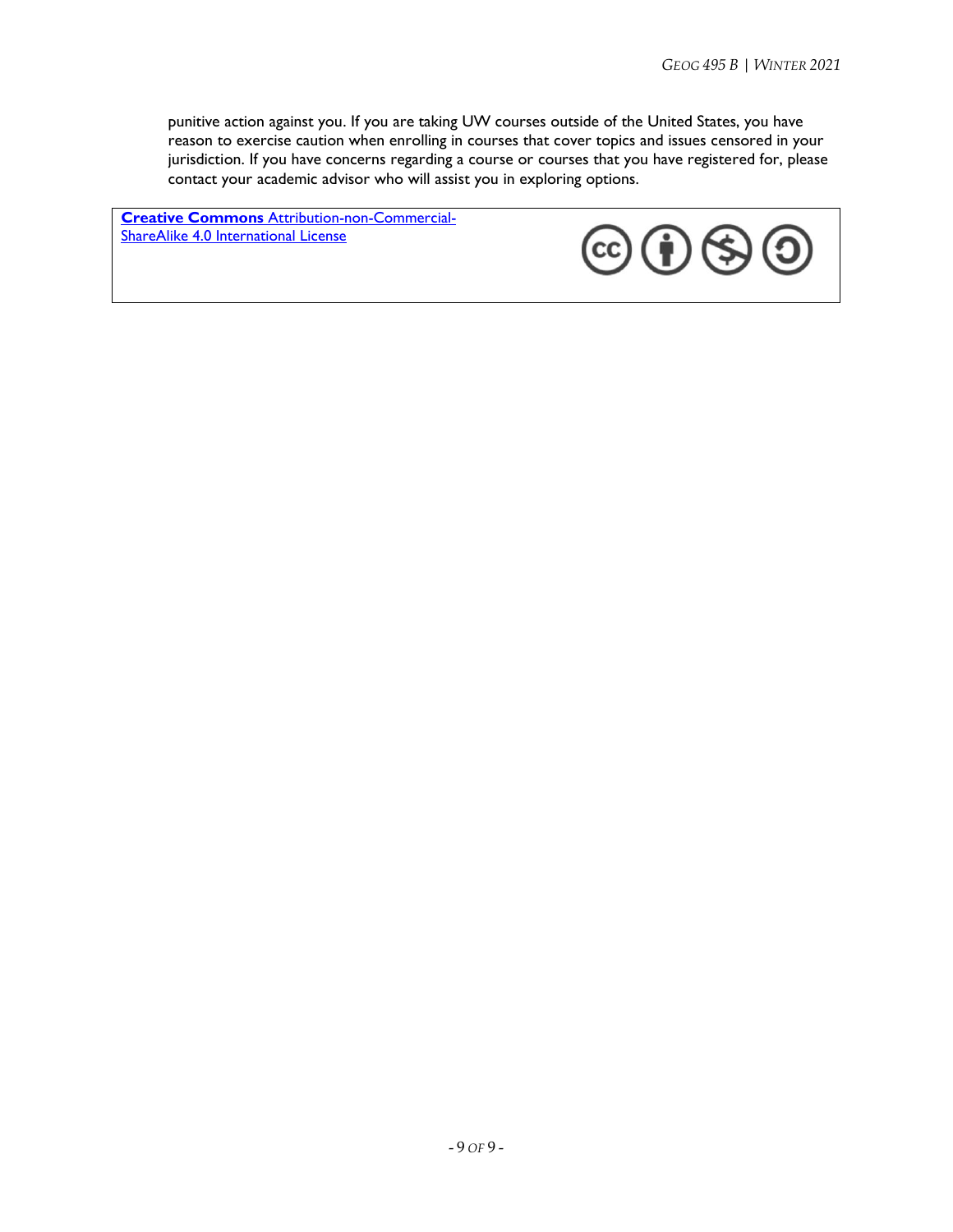punitive action against you. If you are taking UW courses outside of the United States, you have reason to exercise caution when enrolling in courses that cover topics and issues censored in your jurisdiction. If you have concerns regarding a course or courses that you have registered for, please contact your academic advisor who will assist you in exploring options.

**Creative Commons** Attribution-non-Commercial-ShareAlike 4.0 International License